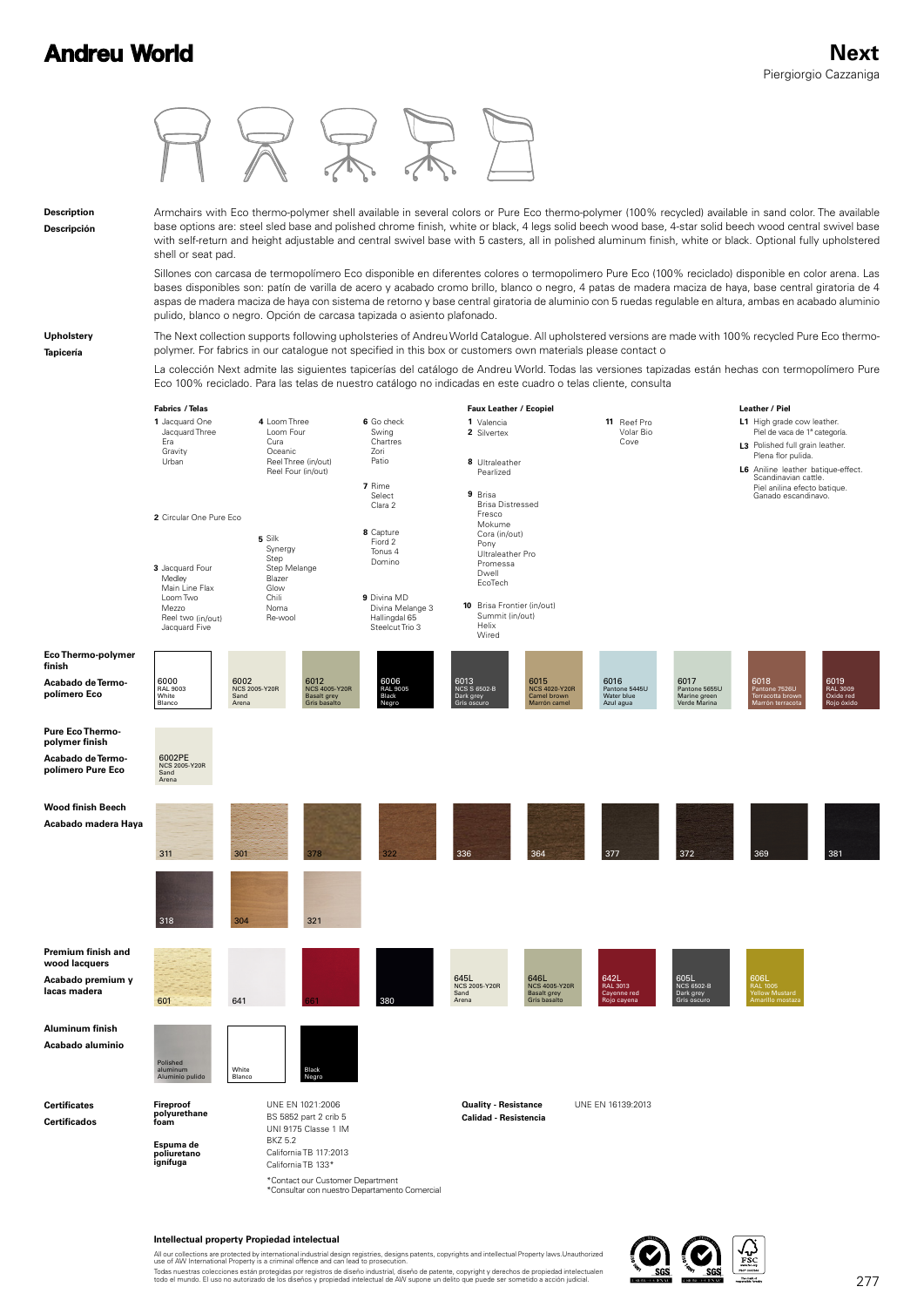# Andreu World

## Next

Piergiorgio Cazzaniga

**Description**
**Descripción**

Armchairs with Eco thermo-polymer shell available in several colors or Pure Eco thermo-polymer (100% recycled) available in sand color. The available base options are: steel sled base and polished chrome finish, white or black, 4 legs solid beech wood base, 4-star solid beech wood central swivel base with self-return and height adjustable and central swivel base with 5 casters, all in polished aluminum finish, white or black. Optional fully upholstered shell or seat pad.

Sillones con carcasa de termopolímero Eco disponible en diferentes colores o termopolimero Pure Eco (100% reciclado) disponible en color arena. Las bases disponibles son: patín de varilla de acero y acabado cromo brillo, blanco o negro, 4 patas de madera maciza de haya, base central giratoria de 4 aspas de madera maciza de haya con sistema de retorno y base central giratoria de aluminio con 5 ruedas regulable en altura, ambas en acabado aluminio pulido, blanco o negro. Opción de carcasa tapizada o asiento plafonado.

**Upholstery**
**Tapicería**

The Next collection supports following upholsteries of Andreu World Catalogue. All upholstered versions are made with 100% recycled Pure Eco thermo-polymer. For fabrics in our catalogue not specified in this box or customers own materials please contact o

La colección Next admite las siguientes tapicerías del catálogo de Andreu World. Todas las versiones tapizadas están hechas con termopolímero Pure Eco 100% reciclado. Para las telas de nuestro catálogo no indicadas en este cuadro o telas cliente, consulta

**Fabrics / Telas**

- **1** Jacquard One, Jacquard Three, Era, Gravity, Urban
- **2** Circular One Pure Eco
- **3** Jacquard Four, Medley, Main Line Flax, Loom Two, Mezzo, Reel two (in/out), Jacquard Five
- **4** Loom Three, Loom Four, Cura, Oceanic, Reel Three (in/out), Reel Four (in/out)
- **5** Silk, Synergy, Step, Step Melange, Blazer, Glow, Chili, Noma, Re-wool
- **6** Go check, Swing, Chartres, Zori, Patio
- **7** Rime, Select, Clara 2
- **8** Capture, Fiord 2, Tonus 4, Domino
- **9** Divina MD, Divina Melange 3, Hallingdal 65, Steelcut Trio 3

**Faux Leather / Ecopiel**

- **1** Valencia
- **2** Silvertex
- **8** Ultraleather, Pearlized
- **9** Brisa, Brisa Distressed, Fresco, Mokume, Cora (in/out), Pony, Ultraleather Pro, Promessa, Dwell, EcoTech
- **10** Brisa Frontier (in/out), Summit (in/out), Helix, Wired
- **11** Reef Pro, Volar Bio, Cove

**Leather / Piel**

- **L1** High grade cow leather. Piel de vaca de 1ª categoría.
- **L3** Polished full grain leather. Plena flor pulida.
- **L6** Aniline leather batique-effect. Scandinavian cattle. Piel anilina efecto batique. Ganado escandinavo.

**Eco Thermo-polymer finish**
**Acabado de Termo-polímero Eco**

- 6000 RAL 9003 White / Blanco
- 6002 NCS 2005-Y20R Sand / Arena
- 6012 NCS 4005-Y20R Basalt grey / Gris basalto
- 6006 RAL 9005 Black / Negro
- 6013 NCS S 6502-B Dark grey / Gris oscuro
- 6015 NCS 4020-Y20R Camel brown / Marrón camel
- 6016 Pantone 5445U Water blue / Azul agua
- 6017 Pantone 5655U Marine green / Verde Marina
- 6018 Pantone 7526U Terracotta brown / Marrón terracota
- 6019 RAL 3009 Oxide red / Rojo óxido

**Pure Eco Thermo-polymer finish**
**Acabado de Termo-polímero Pure Eco**

- 6002PE NCS 2005-Y20R Sand / Arena

**Wood finish Beech**
**Acabado madera Haya**

311, 301, 378, 322, 336, 364, 377, 372, 369, 381, 318, 304, 321

**Premium finish and wood lacquers**
**Acabado premium y lacas madera**

- 601
- 641
- 661
- 380
- 645L NCS 2005-Y20R Sand / Arena
- 646L NCS 4005-Y20R Basalt grey / Gris basalto
- 642L RAL 3013 Cayenne red / Rojo cayena
- 605L NCS 6502-B Dark grey / Gris oscuro
- 606L RAL 1005 Yellow Mustard / Amarillo mostaza

**Aluminum finish**
**Acabado aluminio**

- Polished aluminum / Aluminio pulido
- White / Blanco
- Black / Negro

**Certificates**
**Certificados**

**Fireproof polyurethane foam**
**Espuma de poliuretano ignífuga**

UNE EN 1021:2006
BS 5852 part 2 crib 5
UNI 9175 Classe 1 IM
BKZ 5.2
California TB 117:2013
California TB 133*

*Contact our Customer Department
*Consultar con nuestro Departamento Comercial

**Quality - Resistance**
**Calidad - Resistencia**

UNE EN 16139:2013

**Intellectual property Propiedad intelectual**

All our collections are protected by international industrial design registries, designs patents, copyrights and intellectual Property laws.Unauthorized use of AW International Property is a criminal offence and can lead to prosecution.

Todas nuestras colecciones están protegidas por registros de diseño industrial, diseño de patente, copyright y derechos de propiedad intelectualen todo el mundo. El uso no autorizado de los diseños y propiedad intelectual de AW supone un delito que puede ser sometido a acción judicial.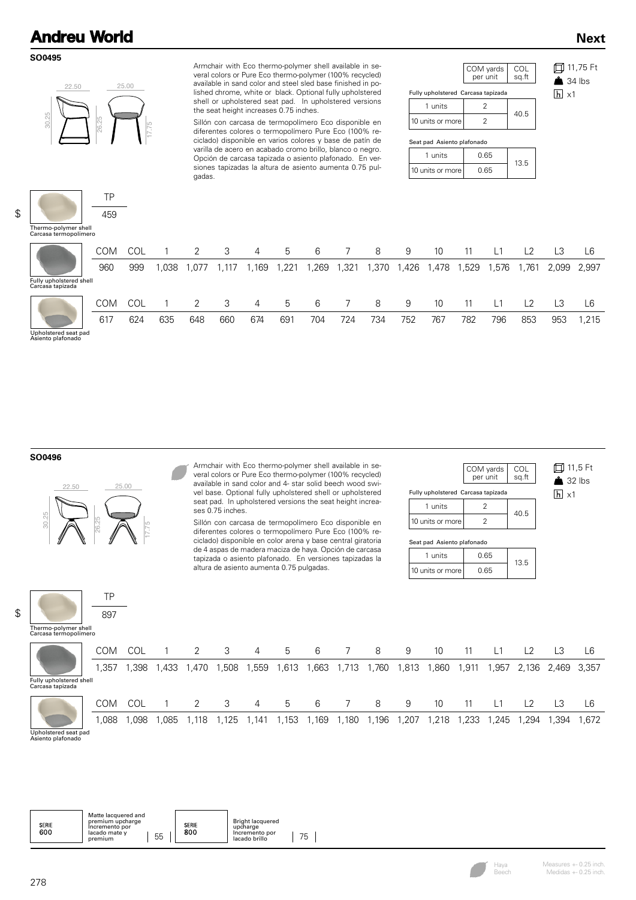## SO0495

22.50 25.00

30.25 26.25 17.75

Armchair with Eco thermo-polymer shell available in several colors or Pure Eco thermo-polymer (100% recycled) available in sand color and steel sled base finished in polished chrome, white or black. Optional fully upholstered shell or upholstered seat pad. In upholstered versions the seat height increases 0.75 inches.

Sillón con carcasa de termopolímero Eco disponible en diferentes colores o termopolímero Pure Eco (100% reciclado) disponible en varios colores y base de patín de varilla de acero en acabado cromo brillo, blanco o negro. Opción de carcasa tapizada o asiento plafonado. En versiones tapizadas la altura de asiento aumenta 0.75 pulgadas.

| Fully upholstered Carcasa tapizada | COM yards per unit | COL sq.ft |
|---|---|---|
| 1 units | 2 | 40.5 |
| 10 units or more | 2 | |

| Seat pad Asiento plafonado | COM yards per unit | COL sq.ft |
|---|---|---|
| 1 units | 0.65 | 13.5 |
| 10 units or more | 0.65 | |

11,75 Ft
34 lbs
x1

$

| | TP |
|---|---|
| Thermo-polymer shell Carcasa termopolímero | 459 |

| | COM | COL | 1 | 2 | 3 | 4 | 5 | 6 | 7 | 8 | 9 | 10 | 11 | L1 | L2 | L3 | L6 |
|---|---|---|---|---|---|---|---|---|---|---|---|---|---|---|---|---|---|
| Fully upholstered shell Carcasa tapizada | 960 | 999 | 1,038 | 1,077 | 1,117 | 1,169 | 1,221 | 1,269 | 1,321 | 1,370 | 1,426 | 1,478 | 1,529 | 1,576 | 1,761 | 2,099 | 2,997 |
| Upholstered seat pad Asiento plafonado | 617 | 624 | 635 | 648 | 660 | 674 | 691 | 704 | 724 | 734 | 752 | 767 | 782 | 796 | 853 | 953 | 1,215 |

## SO0496

22.50 25.00

30.25 26.25 17.75

Armchair with Eco thermo-polymer shell available in several colors or Pure Eco thermo-polymer (100% recycled) available in sand color and 4- star solid beech wood swivel base. Optional fully upholstered shell or upholstered seat pad. In upholstered versions the seat height increases 0.75 inches.

Sillón con carcasa de termopolímero Eco disponible en diferentes colores o termopolímero Pure Eco (100% reciclado) disponible en color arena y base central giratoria de 4 aspas de madera maciza de haya. Opción de carcasa tapizada o asiento plafonado. En versiones tapizadas la altura de asiento aumenta 0.75 pulgadas.

| Fully upholstered Carcasa tapizada | COM yards per unit | COL sq.ft |
|---|---|---|
| 1 units | 2 | 40.5 |
| 10 units or more | 2 | |

| Seat pad Asiento plafonado | COM yards per unit | COL sq.ft |
|---|---|---|
| 1 units | 0.65 | 13.5 |
| 10 units or more | 0.65 | |

11,5 Ft
32 lbs
x1

$

| | TP |
|---|---|
| Thermo-polymer shell Carcasa termopolímero | 897 |

| | COM | COL | 1 | 2 | 3 | 4 | 5 | 6 | 7 | 8 | 9 | 10 | 11 | L1 | L2 | L3 | L6 |
|---|---|---|---|---|---|---|---|---|---|---|---|---|---|---|---|---|---|
| Fully upholstered shell Carcasa tapizada | 1,357 | 1,398 | 1,433 | 1,470 | 1,508 | 1,559 | 1,613 | 1,663 | 1,713 | 1,760 | 1,813 | 1,860 | 1,911 | 1,957 | 2,136 | 2,469 | 3,357 |
| Upholstered seat pad Asiento plafonado | 1,088 | 1,098 | 1,085 | 1,118 | 1,125 | 1,141 | 1,153 | 1,169 | 1,180 | 1,196 | 1,207 | 1,218 | 1,233 | 1,245 | 1,294 | 1,394 | 1,672 |

| | | | | | |
|---|---|---|---|---|---|
| SERIE 600 | Matte lacquered and premium upcharge Incremento por lacado mate y premium | 55 | SERIE 800 | Bright lacquered upcharge Incremento por lacado brillo | 75 |

Haya Beech

Measures +- 0.25 inch.
Medidas +- 0.25 inch.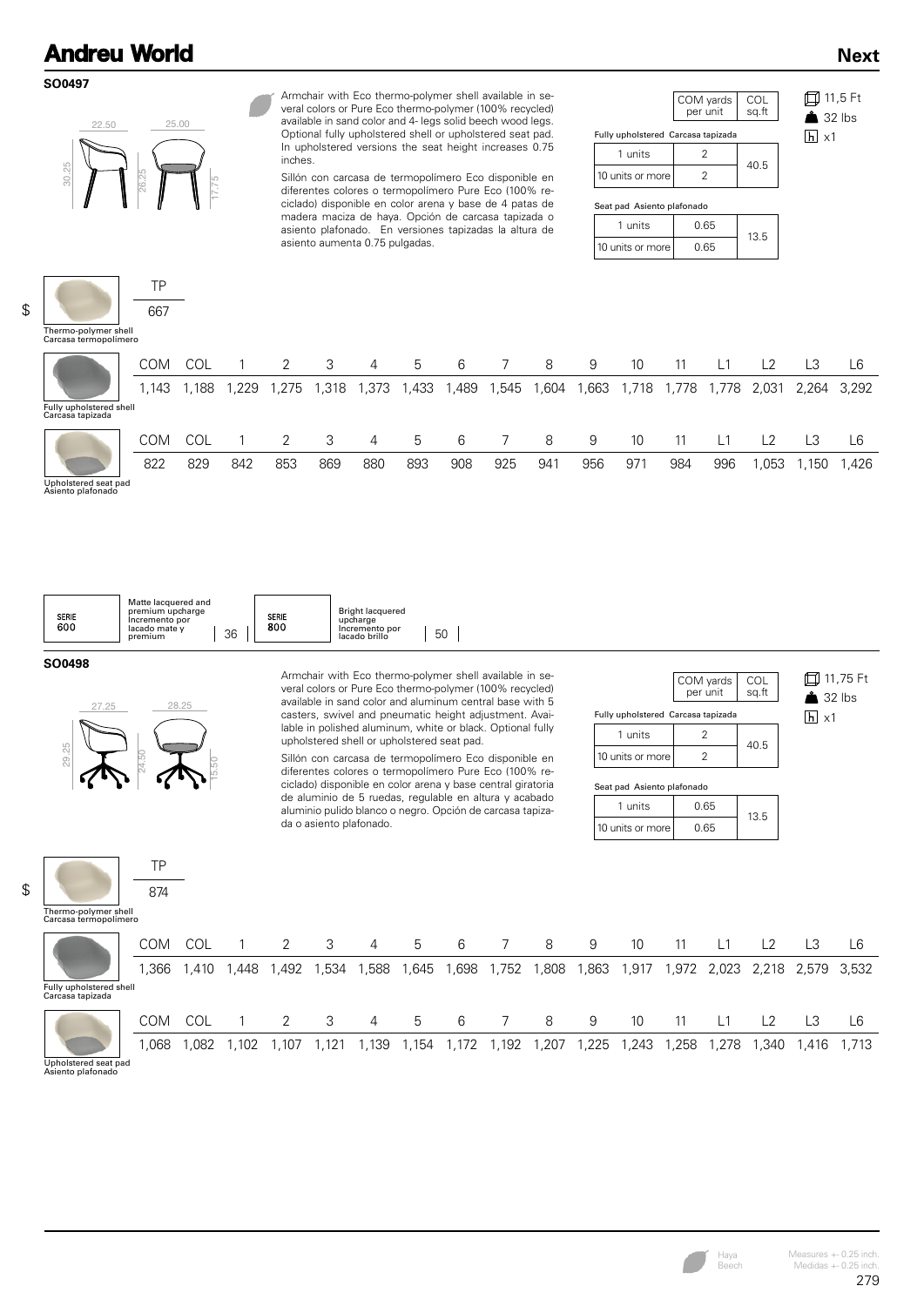## SO0497

22.50 | 25.00

30.25 | 26.25 | 17.75

Armchair with Eco thermo-polymer shell available in several colors or Pure Eco thermo-polymer (100% recycled) available in sand color and 4- legs solid beech wood legs. Optional fully upholstered shell or upholstered seat pad. In upholstered versions the seat height increases 0.75 inches.

Sillón con carcasa de termopolímero Eco disponible en diferentes colores o termopolímero Pure Eco (100% reciclado) disponible en color arena y base de 4 patas de madera maciza de haya. Opción de carcasa tapizada o asiento plafonado. En versiones tapizadas la altura de asiento aumenta 0.75 pulgadas.

| Fully upholstered Carcasa tapizada | COM yards per unit | COL sq.ft |
|---|---|---|
| 1 units | 2 | 40.5 |
| 10 units or more | 2 | |

| Seat pad Asiento plafonado | COM yards per unit | COL sq.ft |
|---|---|---|
| 1 units | 0.65 | 13.5 |
| 10 units or more | 0.65 | |

11,5 Ft
32 lbs
x1

$

Thermo-polymer shell
Carcasa termopolímero

| TP |
|---|
| 667 |

Fully upholstered shell
Carcasa tapizada

| COM | COL | 1 | 2 | 3 | 4 | 5 | 6 | 7 | 8 | 9 | 10 | 11 | L1 | L2 | L3 | L6 |
|---|---|---|---|---|---|---|---|---|---|---|---|---|---|---|---|---|
| 1,143 | 1,188 | 1,229 | 1,275 | 1,318 | 1,373 | 1,433 | 1,489 | 1,545 | 1,604 | 1,663 | 1,718 | 1,778 | 1,778 | 2,031 | 2,264 | 3,292 |

Upholstered seat pad
Asiento plafonado

| COM | COL | 1 | 2 | 3 | 4 | 5 | 6 | 7 | 8 | 9 | 10 | 11 | L1 | L2 | L3 | L6 |
|---|---|---|---|---|---|---|---|---|---|---|---|---|---|---|---|---|
| 822 | 829 | 842 | 853 | 869 | 880 | 893 | 908 | 925 | 941 | 956 | 971 | 984 | 996 | 1,053 | 1,150 | 1,426 |

SERIE 600 — Matte lacquered and premium upcharge / Incremento por lacado mate y premium — 36

SERIE 800 — Bright lacquered upcharge / Incremento por lacado brillo — 50

## SO0498

27.25 | 28.25

29.25 | 24.50 | 15.50

Armchair with Eco thermo-polymer shell available in several colors or Pure Eco thermo-polymer (100% recycled) available in sand color and aluminum central base with 5 casters, swivel and pneumatic height adjustment. Available in polished aluminum, white or black. Optional fully upholstered shell or upholstered seat pad.

Sillón con carcasa de termopolímero Eco disponible en diferentes colores o termopolímero Pure Eco (100% reciclado) disponible en color arena y base central giratoria de aluminio de 5 ruedas, regulable en altura y acabado aluminio pulido blanco o negro. Opción de carcasa tapizada o asiento plafonado.

| Fully upholstered Carcasa tapizada | COM yards per unit | COL sq.ft |
|---|---|---|
| 1 units | 2 | 40.5 |
| 10 units or more | 2 | |

| Seat pad Asiento plafonado | COM yards per unit | COL sq.ft |
|---|---|---|
| 1 units | 0.65 | 13.5 |
| 10 units or more | 0.65 | |

11,75 Ft
32 lbs
x1

$

Thermo-polymer shell
Carcasa termopolímero

| TP |
|---|
| 874 |

Fully upholstered shell
Carcasa tapizada

| COM | COL | 1 | 2 | 3 | 4 | 5 | 6 | 7 | 8 | 9 | 10 | 11 | L1 | L2 | L3 | L6 |
|---|---|---|---|---|---|---|---|---|---|---|---|---|---|---|---|---|
| 1,366 | 1,410 | 1,448 | 1,492 | 1,534 | 1,588 | 1,645 | 1,698 | 1,752 | 1,808 | 1,863 | 1,917 | 1,972 | 2,023 | 2,218 | 2,579 | 3,532 |

Upholstered seat pad
Asiento plafonado

| COM | COL | 1 | 2 | 3 | 4 | 5 | 6 | 7 | 8 | 9 | 10 | 11 | L1 | L2 | L3 | L6 |
|---|---|---|---|---|---|---|---|---|---|---|---|---|---|---|---|---|
| 1,068 | 1,082 | 1,102 | 1,107 | 1,121 | 1,139 | 1,154 | 1,172 | 1,192 | 1,207 | 1,225 | 1,243 | 1,258 | 1,278 | 1,340 | 1,416 | 1,713 |

Haya
Beech

Measures +- 0.25 inch.
Medidas +- 0.25 inch.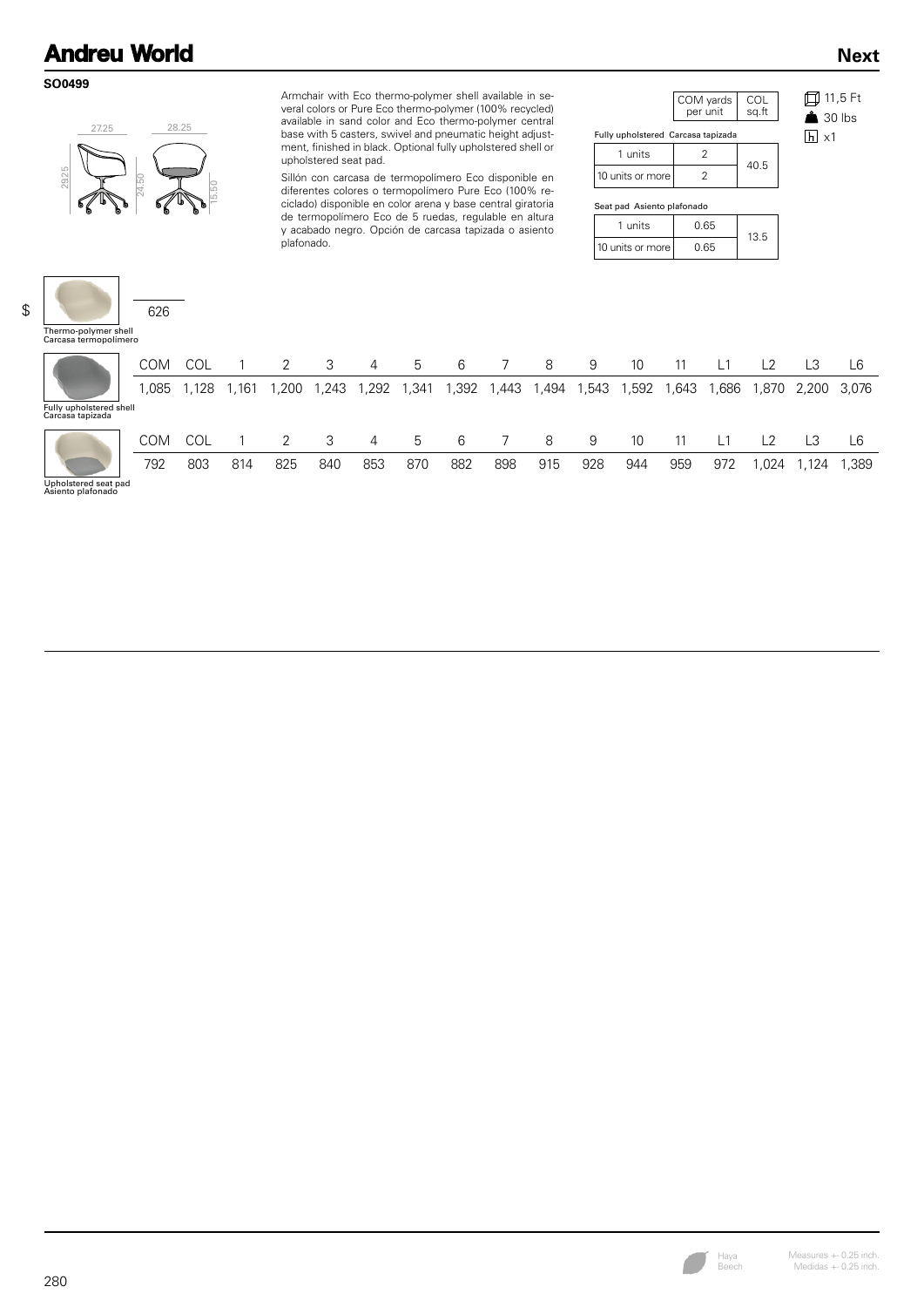# Andreu World

## Next

### SO0499

27.25 28.25

29.25 24.50 15.50

Armchair with Eco thermo-polymer shell available in several colors or Pure Eco thermo-polymer (100% recycled) available in sand color and Eco thermo-polymer central base with 5 casters, swivel and pneumatic height adjustment, finished in black. Optional fully upholstered shell or upholstered seat pad.

Sillón con carcasa de termopolímero Eco disponible en diferentes colores o termopolímero Pure Eco (100% reciclado) disponible en color arena y base central giratoria de termopolímero Eco de 5 ruedas, regulable en altura y acabado negro. Opción de carcasa tapizada o asiento plafonado.

Fully upholstered Carcasa tapizada

| | COM yards per unit | COL sq.ft |
|---|---|---|
| 1 units | 2 | 40.5 |
| 10 units or more | 2 | |

Seat pad Asiento plafonado

| | COM yards per unit | COL sq.ft |
|---|---|---|
| 1 units | 0.65 | 13.5 |
| 10 units or more | 0.65 | |

11,5 Ft
30 lbs
x1

$

Thermo-polymer shell
Carcasa termopolímero

| |
|---|
| 626 |

Fully upholstered shell
Carcasa tapizada

| COM | COL | 1 | 2 | 3 | 4 | 5 | 6 | 7 | 8 | 9 | 10 | 11 | L1 | L2 | L3 | L6 |
|---|---|---|---|---|---|---|---|---|---|---|---|---|---|---|---|---|
| 1,085 | 1,128 | 1,161 | 1,200 | 1,243 | 1,292 | 1,341 | 1,392 | 1,443 | 1,494 | 1,543 | 1,592 | 1,643 | 1,686 | 1,870 | 2,200 | 3,076 |

Upholstered seat pad
Asiento plafonado

| COM | COL | 1 | 2 | 3 | 4 | 5 | 6 | 7 | 8 | 9 | 10 | 11 | L1 | L2 | L3 | L6 |
|---|---|---|---|---|---|---|---|---|---|---|---|---|---|---|---|---|
| 792 | 803 | 814 | 825 | 840 | 853 | 870 | 882 | 898 | 915 | 928 | 944 | 959 | 972 | 1,024 | 1,124 | 1,389 |

Haya
Beech

Measures +- 0.25 inch.
Medidas +- 0.25 inch.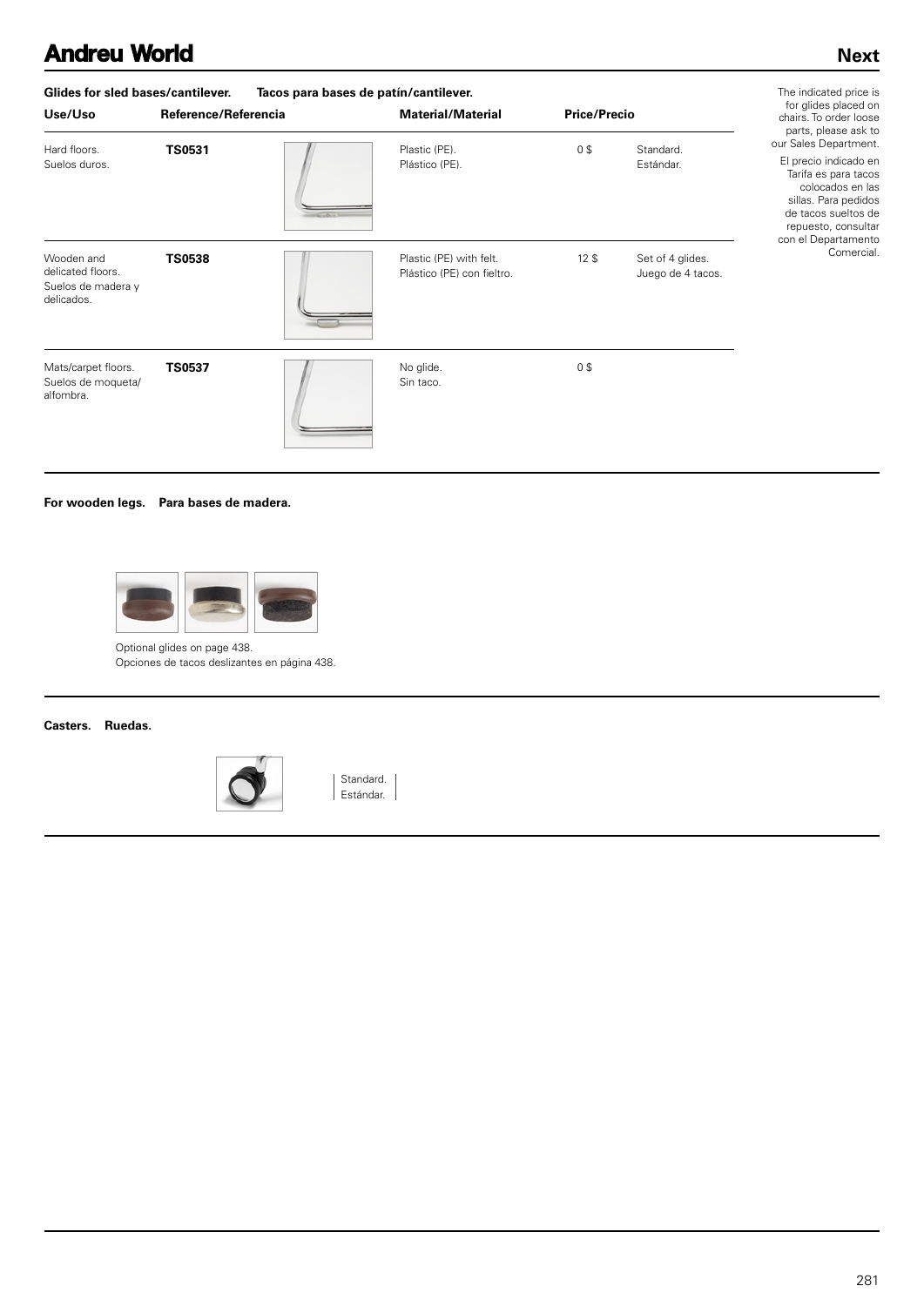## Glides for sled bases/cantilever. Tacos para bases de patín/cantilever.

| Use/Uso | Reference/Referencia | Material/Material | Price/Precio | |
|---|---|---|---|---|
| Hard floors.<br>Suelos duros. | **TS0531** | Plastic (PE).<br>Plástico (PE). | 0 $ | Standard.<br>Estándar. |
| Wooden and delicated floors.<br>Suelos de madera y delicados. | **TS0538** | Plastic (PE) with felt.<br>Plástico (PE) con fieltro. | 12 $ | Set of 4 glides.<br>Juego de 4 tacos. |
| Mats/carpet floors.<br>Suelos de moqueta/alfombra. | **TS0537** | No glide.<br>Sin taco. | 0 $ | |

The indicated price is for glides placed on chairs. To order loose parts, please ask to our Sales Department.

El precio indicado en Tarifa es para tacos colocados en las sillas. Para pedidos de tacos sueltos de repuesto, consultar con el Departamento Comercial.

## For wooden legs. Para bases de madera.

Optional glides on page 438.
Opciones de tacos deslizantes en página 438.

## Casters. Ruedas.

Standard.
Estándar.